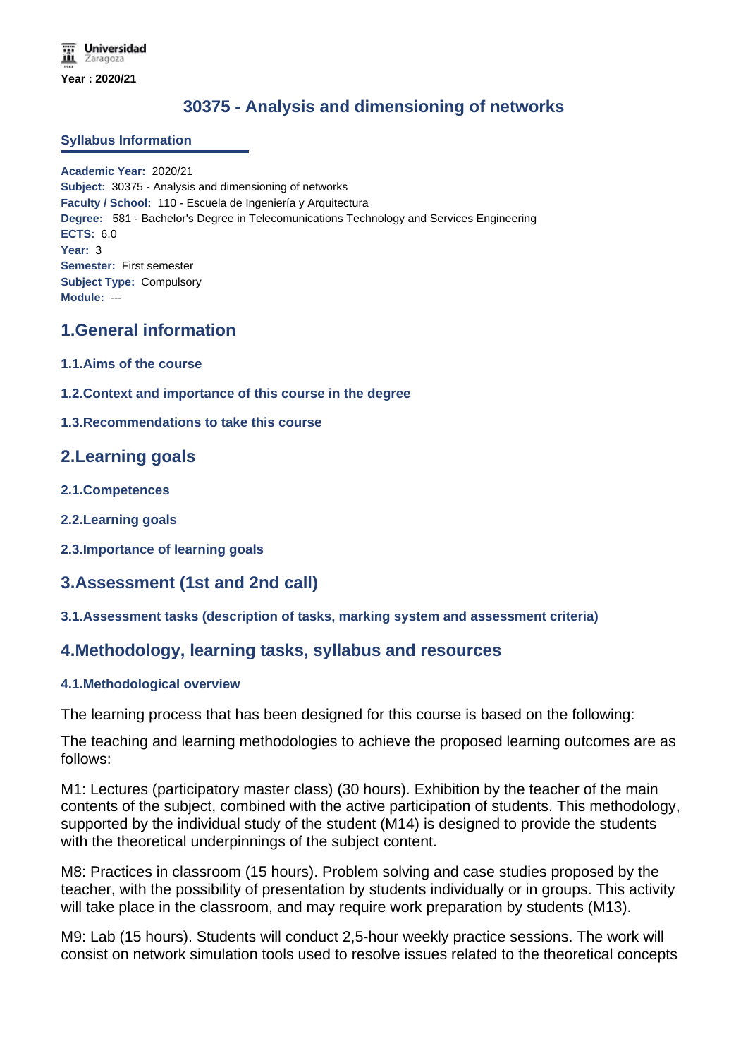Universidad Zaragoza

**Year : 2020/21**

# 30375 - Analysis and dimensioning of networks

## Syllabus Information

**Academic Year:** 2020/21
**Subject:** 30375 - Analysis and dimensioning of networks
**Faculty / School:** 110 - Escuela de Ingeniería y Arquitectura
**Degree:** 581 - Bachelor's Degree in Telecomunications Technology and Services Engineering
**ECTS:** 6.0
**Year:** 3
**Semester:** First semester
**Subject Type:** Compulsory
**Module:** ---

## 1.General information

### 1.1.Aims of the course

### 1.2.Context and importance of this course in the degree

### 1.3.Recommendations to take this course

## 2.Learning goals

### 2.1.Competences

### 2.2.Learning goals

### 2.3.Importance of learning goals

## 3.Assessment (1st and 2nd call)

### 3.1.Assessment tasks (description of tasks, marking system and assessment criteria)

## 4.Methodology, learning tasks, syllabus and resources

### 4.1.Methodological overview

The learning process that has been designed for this course is based on the following:

The teaching and learning methodologies to achieve the proposed learning outcomes are as follows:

M1: Lectures (participatory master class) (30 hours). Exhibition by the teacher of the main contents of the subject, combined with the active participation of students. This methodology, supported by the individual study of the student (M14) is designed to provide the students with the theoretical underpinnings of the subject content.

M8: Practices in classroom (15 hours). Problem solving and case studies proposed by the teacher, with the possibility of presentation by students individually or in groups. This activity will take place in the classroom, and may require work preparation by students (M13).

M9: Lab (15 hours). Students will conduct 2,5-hour weekly practice sessions. The work will consist on network simulation tools used to resolve issues related to the theoretical concepts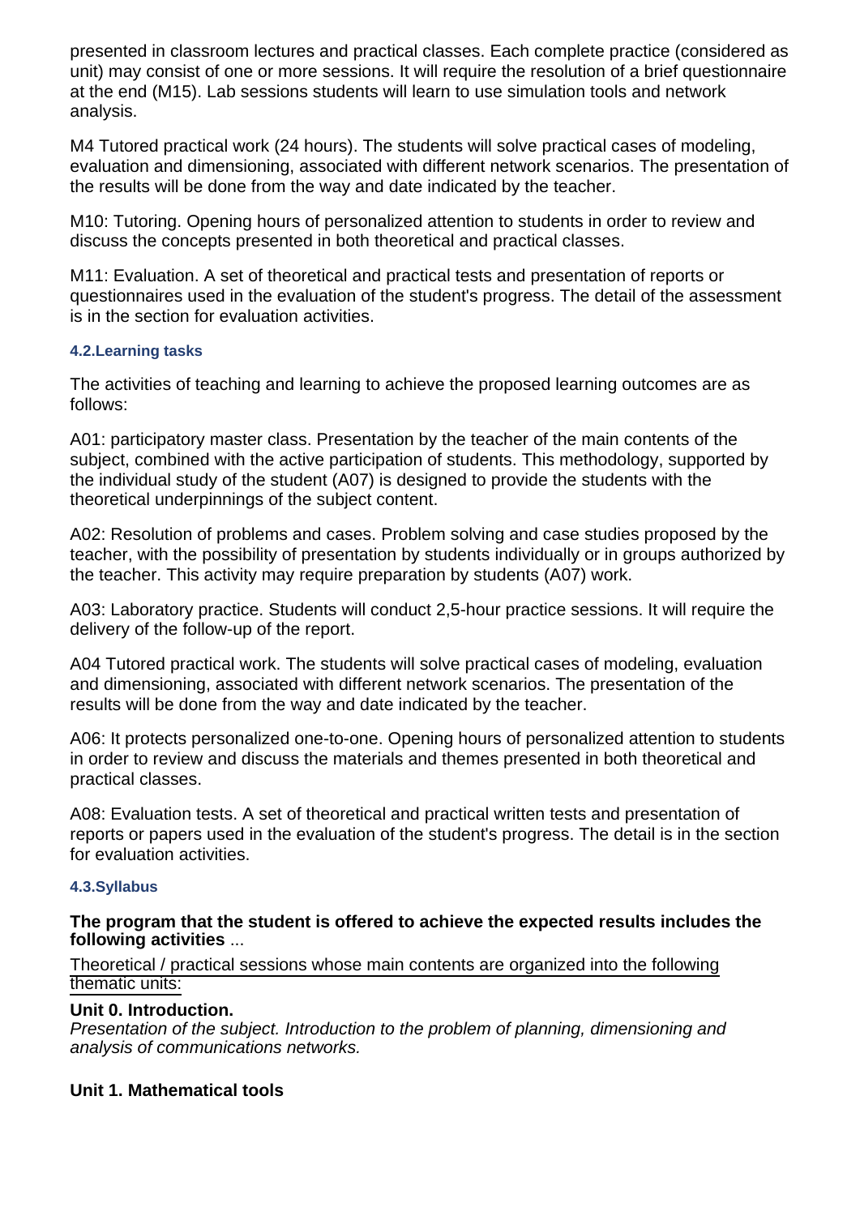presented in classroom lectures and practical classes. Each complete practice (considered as unit) may consist of one or more sessions. It will require the resolution of a brief questionnaire at the end (M15). Lab sessions students will learn to use simulation tools and network analysis.

M4 Tutored practical work (24 hours). The students will solve practical cases of modeling, evaluation and dimensioning, associated with different network scenarios. The presentation of the results will be done from the way and date indicated by the teacher.

M10: Tutoring. Opening hours of personalized attention to students in order to review and discuss the concepts presented in both theoretical and practical classes.

M11: Evaluation. A set of theoretical and practical tests and presentation of reports or questionnaires used in the evaluation of the student's progress. The detail of the assessment is in the section for evaluation activities.

#### 4.2.Learning tasks

The activities of teaching and learning to achieve the proposed learning outcomes are as follows:

A01: participatory master class. Presentation by the teacher of the main contents of the subject, combined with the active participation of students. This methodology, supported by the individual study of the student (A07) is designed to provide the students with the theoretical underpinnings of the subject content.

A02: Resolution of problems and cases. Problem solving and case studies proposed by the teacher, with the possibility of presentation by students individually or in groups authorized by the teacher. This activity may require preparation by students (A07) work.

A03: Laboratory practice. Students will conduct 2,5-hour practice sessions. It will require the delivery of the follow-up of the report.

A04 Tutored practical work. The students will solve practical cases of modeling, evaluation and dimensioning, associated with different network scenarios. The presentation of the results will be done from the way and date indicated by the teacher.

A06: It protects personalized one-to-one. Opening hours of personalized attention to students in order to review and discuss the materials and themes presented in both theoretical and practical classes.

A08: Evaluation tests. A set of theoretical and practical written tests and presentation of reports or papers used in the evaluation of the student's progress. The detail is in the section for evaluation activities.

#### 4.3.Syllabus

**The program that the student is offered to achieve the expected results includes the following activities** ...

Theoretical / practical sessions whose main contents are organized into the following thematic units:

**Unit 0. Introduction.**
*Presentation of the subject. Introduction to the problem of planning, dimensioning and analysis of communications networks.*

**Unit 1. Mathematical tools**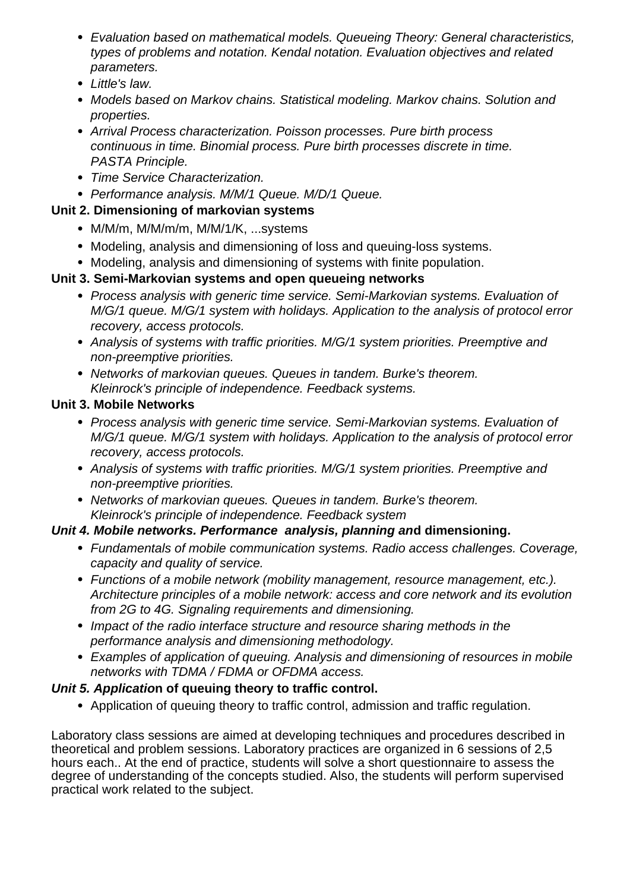- *Evaluation based on mathematical models. Queueing Theory: General characteristics, types of problems and notation. Kendal notation. Evaluation objectives and related parameters.*
- *Little's law.*
- *Models based on Markov chains. Statistical modeling. Markov chains. Solution and properties.*
- *Arrival Process characterization. Poisson processes. Pure birth process continuous in time. Binomial process. Pure birth processes discrete in time. PASTA Principle.*
- *Time Service Characterization.*
- *Performance analysis. M/M/1 Queue. M/D/1 Queue.*

**Unit 2. Dimensioning of markovian systems**

- M/M/m, M/M/m/m, M/M/1/K, ...systems
- Modeling, analysis and dimensioning of loss and queuing-loss systems.
- Modeling, analysis and dimensioning of systems with finite population.

**Unit 3. Semi-Markovian systems and open queueing networks**

- *Process analysis with generic time service. Semi-Markovian systems. Evaluation of M/G/1 queue. M/G/1 system with holidays. Application to the analysis of protocol error recovery, access protocols.*
- *Analysis of systems with traffic priorities. M/G/1 system priorities. Preemptive and non-preemptive priorities.*
- *Networks of markovian queues. Queues in tandem. Burke's theorem. Kleinrock's principle of independence. Feedback systems.*

**Unit 3. Mobile Networks**

- *Process analysis with generic time service. Semi-Markovian systems. Evaluation of M/G/1 queue. M/G/1 system with holidays. Application to the analysis of protocol error recovery, access protocols.*
- *Analysis of systems with traffic priorities. M/G/1 system priorities. Preemptive and non-preemptive priorities.*
- *Networks of markovian queues. Queues in tandem. Burke's theorem. Kleinrock's principle of independence. Feedback system*

***Unit 4. Mobile networks. Performance analysis, planning an*****d dimensioning.**

- *Fundamentals of mobile communication systems. Radio access challenges. Coverage, capacity and quality of service.*
- *Functions of a mobile network (mobility management, resource management, etc.). Architecture principles of a mobile network: access and core network and its evolution from 2G to 4G. Signaling requirements and dimensioning.*
- *Impact of the radio interface structure and resource sharing methods in the performance analysis and dimensioning methodology.*
- *Examples of application of queuing. Analysis and dimensioning of resources in mobile networks with TDMA / FDMA or OFDMA access.*

***Unit 5. Applicatio*****n of queuing theory to traffic control.**

- Application of queuing theory to traffic control, admission and traffic regulation.

Laboratory class sessions are aimed at developing techniques and procedures described in theoretical and problem sessions. Laboratory practices are organized in 6 sessions of 2,5 hours each.. At the end of practice, students will solve a short questionnaire to assess the degree of understanding of the concepts studied. Also, the students will perform supervised practical work related to the subject.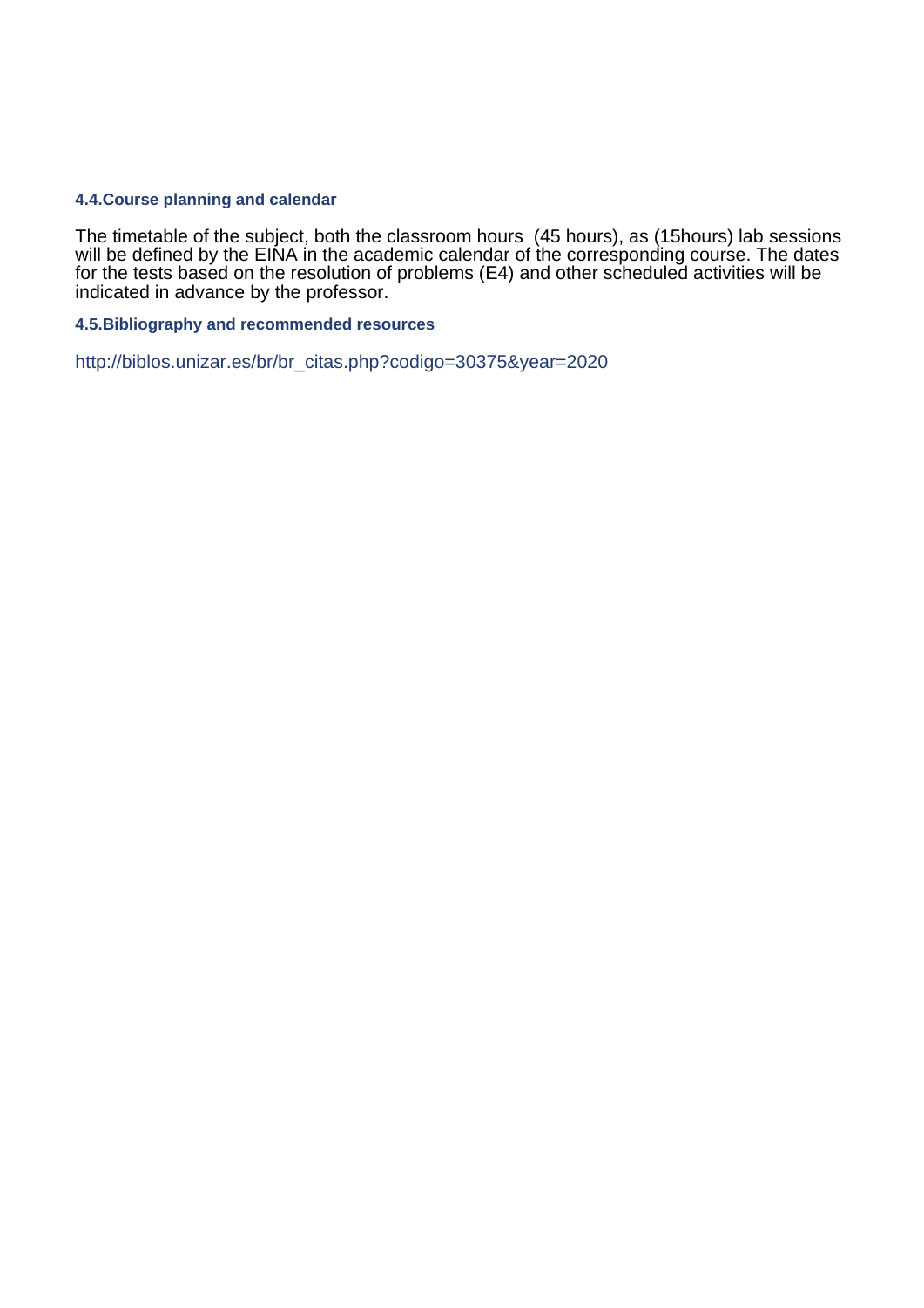### 4.4.Course planning and calendar

The timetable of the subject, both the classroom hours  (45 hours), as (15hours) lab sessions will be defined by the EINA in the academic calendar of the corresponding course. The dates for the tests based on the resolution of problems (E4) and other scheduled activities will be indicated in advance by the professor.

### 4.5.Bibliography and recommended resources

http://biblos.unizar.es/br/br_citas.php?codigo=30375&year=2020